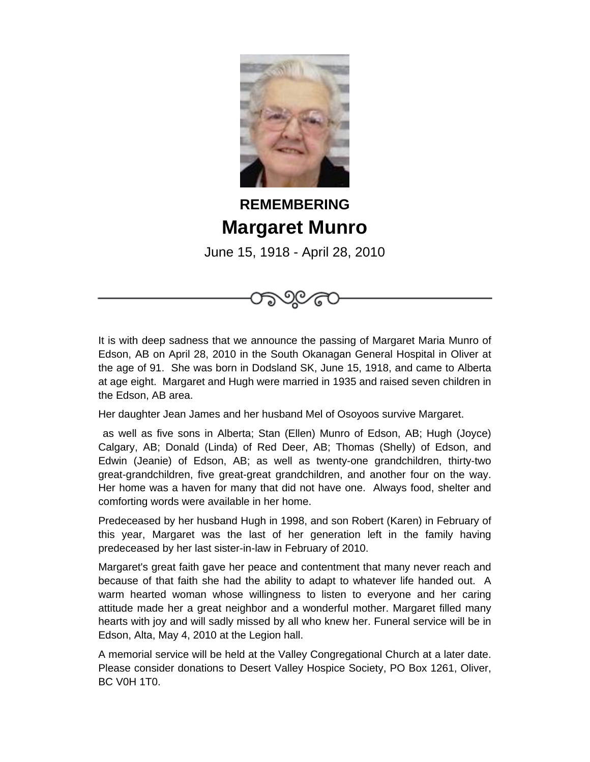**REMEMBERING**

# Margaret Munro

June 15, 1918 - April 28, 2010

It is with deep sadness that we announce the passing of Margaret Maria Munro of Edson, AB on April 28, 2010 in the South Okanagan General Hospital in Oliver at the age of 91. She was born in Dodsland SK, June 15, 1918, and came to Alberta at age eight. Margaret and Hugh were married in 1935 and raised seven children in the Edson, AB area.

Her daughter Jean James and her husband Mel of Osoyoos survive Margaret.

as well as five sons in Alberta; Stan (Ellen) Munro of Edson, AB; Hugh (Joyce) Calgary, AB; Donald (Linda) of Red Deer, AB; Thomas (Shelly) of Edson, and Edwin (Jeanie) of Edson, AB; as well as twenty-one grandchildren, thirty-two great-grandchildren, five great-great grandchildren, and another four on the way. Her home was a haven for many that did not have one. Always food, shelter and comforting words were available in her home.

Predeceased by her husband Hugh in 1998, and son Robert (Karen) in February of this year, Margaret was the last of her generation left in the family having predeceased by her last sister-in-law in February of 2010.

Margaret's great faith gave her peace and contentment that many never reach and because of that faith she had the ability to adapt to whatever life handed out. A warm hearted woman whose willingness to listen to everyone and her caring attitude made her a great neighbor and a wonderful mother. Margaret filled many hearts with joy and will sadly missed by all who knew her. Funeral service will be in Edson, Alta, May 4, 2010 at the Legion hall.

A memorial service will be held at the Valley Congregational Church at a later date. Please consider donations to Desert Valley Hospice Society, PO Box 1261, Oliver, BC V0H 1T0.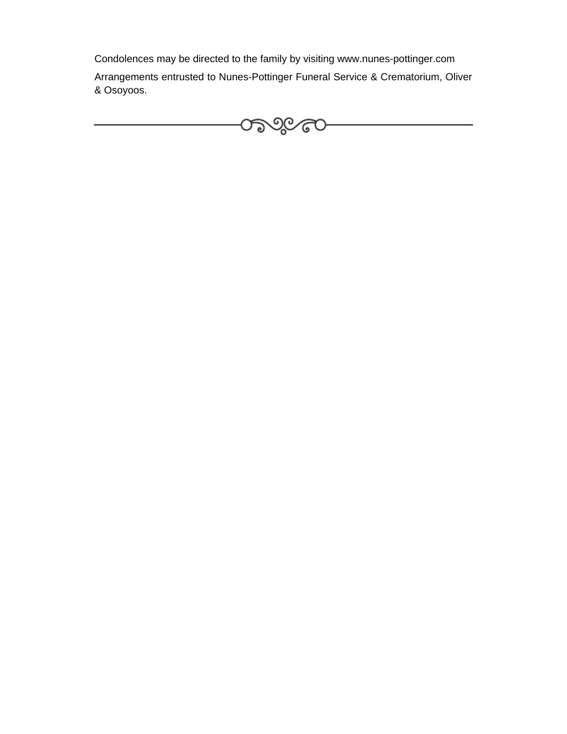Condolences may be directed to the family by visiting www.nunes-pottinger.com

Arrangements entrusted to Nunes-Pottinger Funeral Service & Crematorium, Oliver & Osoyoos.